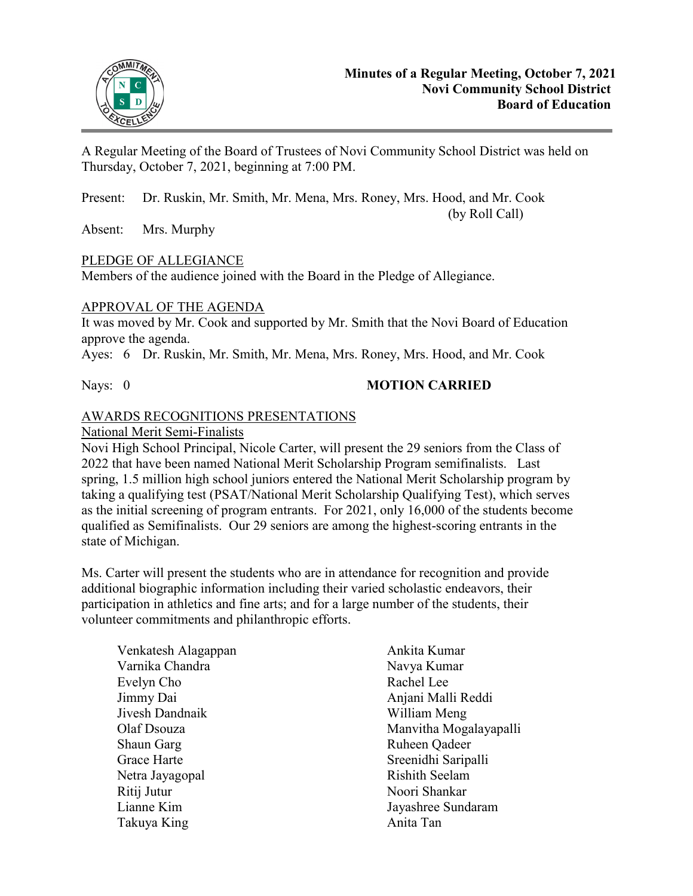# Minutes of a Regular Meeting, October 7, 2021
## Novi Community School District
## Board of Education

A Regular Meeting of the Board of Trustees of Novi Community School District was held on Thursday, October 7, 2021, beginning at 7:00 PM.

Present: Dr. Ruskin, Mr. Smith, Mr. Mena, Mrs. Roney, Mrs. Hood, and Mr. Cook (by Roll Call)

Absent: Mrs. Murphy

PLEDGE OF ALLEGIANCE

Members of the audience joined with the Board in the Pledge of Allegiance.

APPROVAL OF THE AGENDA

It was moved by Mr. Cook and supported by Mr. Smith that the Novi Board of Education approve the agenda.

Ayes: 6 Dr. Ruskin, Mr. Smith, Mr. Mena, Mrs. Roney, Mrs. Hood, and Mr. Cook

Nays: 0 **MOTION CARRIED**

AWARDS RECOGNITIONS PRESENTATIONS

National Merit Semi-Finalists

Novi High School Principal, Nicole Carter, will present the 29 seniors from the Class of 2022 that have been named National Merit Scholarship Program semifinalists. Last spring, 1.5 million high school juniors entered the National Merit Scholarship program by taking a qualifying test (PSAT/National Merit Scholarship Qualifying Test), which serves as the initial screening of program entrants. For 2021, only 16,000 of the students become qualified as Semifinalists. Our 29 seniors are among the highest-scoring entrants in the state of Michigan.

Ms. Carter will present the students who are in attendance for recognition and provide additional biographic information including their varied scholastic endeavors, their participation in athletics and fine arts; and for a large number of the students, their volunteer commitments and philanthropic efforts.

Venkatesh Alagappan
Varnika Chandra
Evelyn Cho
Jimmy Dai
Jivesh Dandnaik
Olaf Dsouza
Shaun Garg
Grace Harte
Netra Jayagopal
Ritij Jutur
Lianne Kim
Takuya King
Ankita Kumar
Navya Kumar
Rachel Lee
Anjani Malli Reddi
William Meng
Manvitha Mogalayapalli
Ruheen Qadeer
Sreenidhi Saripalli
Rishith Seelam
Noori Shankar
Jayashree Sundaram
Anita Tan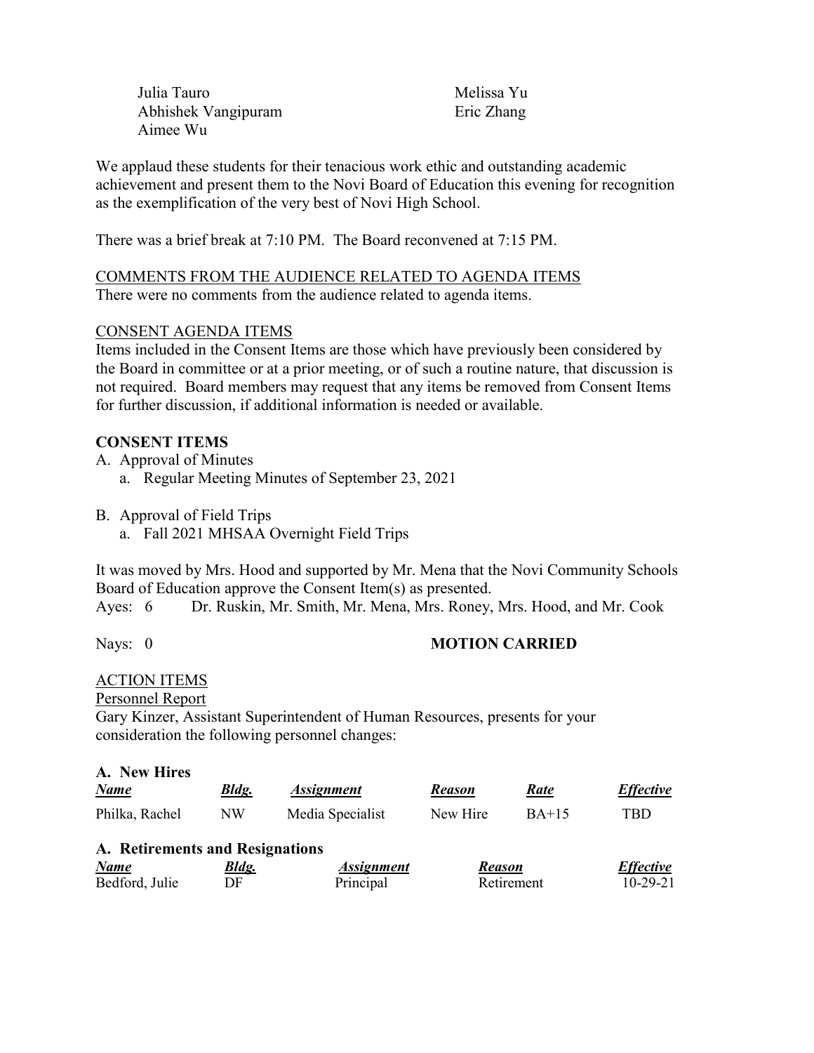Julia Tauro
Abhishek Vangipuram
Aimee Wu
Melissa Yu
Eric Zhang

We applaud these students for their tenacious work ethic and outstanding academic achievement and present them to the Novi Board of Education this evening for recognition as the exemplification of the very best of Novi High School.

There was a brief break at 7:10 PM. The Board reconvened at 7:15 PM.

COMMENTS FROM THE AUDIENCE RELATED TO AGENDA ITEMS

There were no comments from the audience related to agenda items.

CONSENT AGENDA ITEMS

Items included in the Consent Items are those which have previously been considered by the Board in committee or at a prior meeting, or of such a routine nature, that discussion is not required. Board members may request that any items be removed from Consent Items for further discussion, if additional information is needed or available.

**CONSENT ITEMS**

A. Approval of Minutes
   a. Regular Meeting Minutes of September 23, 2021

B. Approval of Field Trips
   a. Fall 2021 MHSAA Overnight Field Trips

It was moved by Mrs. Hood and supported by Mr. Mena that the Novi Community Schools Board of Education approve the Consent Item(s) as presented.

Ayes: 6 Dr. Ruskin, Mr. Smith, Mr. Mena, Mrs. Roney, Mrs. Hood, and Mr. Cook

Nays: 0 **MOTION CARRIED**

ACTION ITEMS

Personnel Report

Gary Kinzer, Assistant Superintendent of Human Resources, presents for your consideration the following personnel changes:

**A. New Hires**

| ***Name*** | ***Bldg.*** | ***Assignment*** | ***Reason*** | ***Rate*** | ***Effective*** |
|---|---|---|---|---|---|
| Philka, Rachel | NW | Media Specialist | New Hire | BA+15 | TBD |

**A. Retirements and Resignations**

| ***Name*** | ***Bldg.*** | ***Assignment*** | ***Reason*** | ***Effective*** |
|---|---|---|---|---|
| Bedford, Julie | DF | Principal | Retirement | 10-29-21 |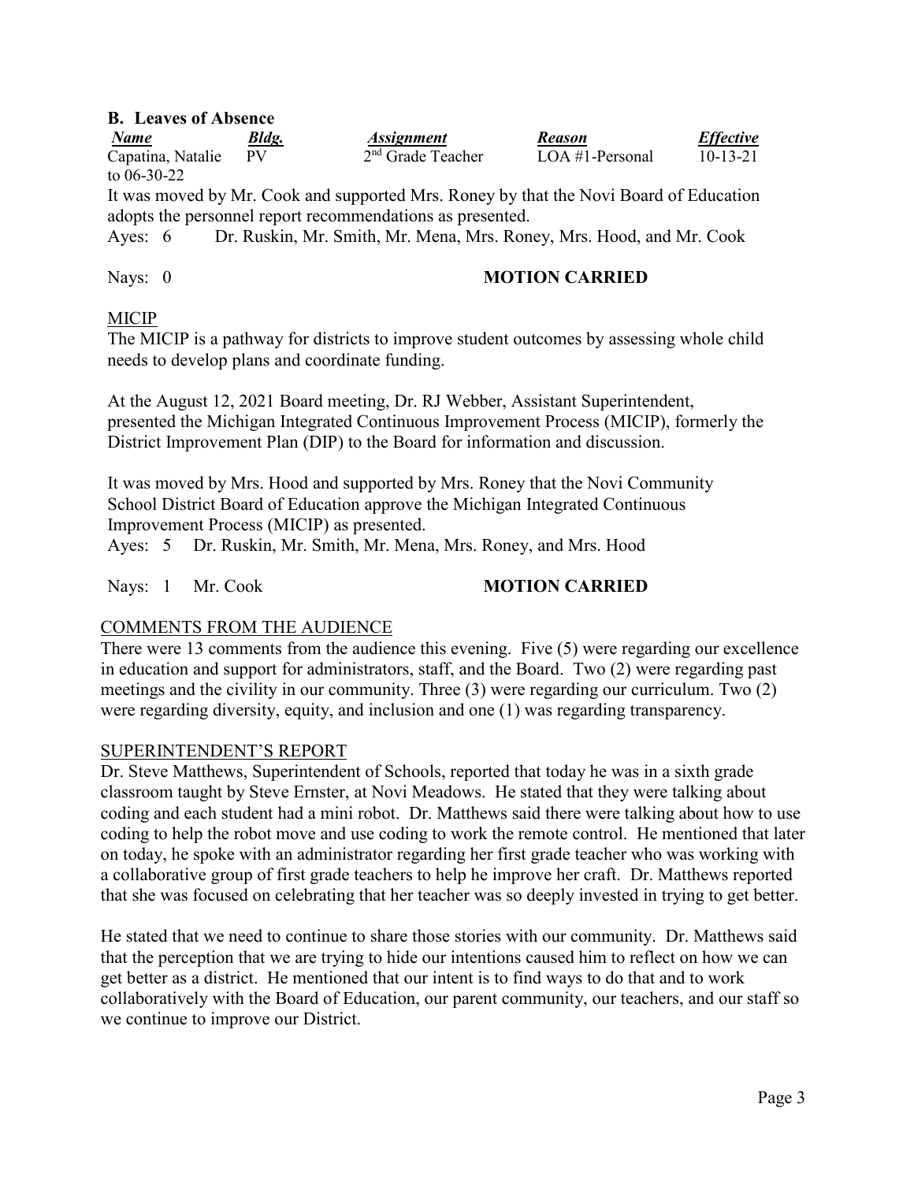**B. Leaves of Absence**

| *Name* | *Bldg.* | *Assignment* | *Reason* | *Effective* |
|---|---|---|---|---|
| Capatina, Natalie | PV | 2nd Grade Teacher | LOA #1-Personal | 10-13-21 to 06-30-22 |

It was moved by Mr. Cook and supported Mrs. Roney by that the Novi Board of Education adopts the personnel report recommendations as presented.

Ayes: 6 Dr. Ruskin, Mr. Smith, Mr. Mena, Mrs. Roney, Mrs. Hood, and Mr. Cook

Nays: 0 **MOTION CARRIED**

MICIP

The MICIP is a pathway for districts to improve student outcomes by assessing whole child needs to develop plans and coordinate funding.

At the August 12, 2021 Board meeting, Dr. RJ Webber, Assistant Superintendent, presented the Michigan Integrated Continuous Improvement Process (MICIP), formerly the District Improvement Plan (DIP) to the Board for information and discussion.

It was moved by Mrs. Hood and supported by Mrs. Roney that the Novi Community School District Board of Education approve the Michigan Integrated Continuous Improvement Process (MICIP) as presented.

Ayes: 5 Dr. Ruskin, Mr. Smith, Mr. Mena, Mrs. Roney, and Mrs. Hood

Nays: 1 Mr. Cook **MOTION CARRIED**

COMMENTS FROM THE AUDIENCE

There were 13 comments from the audience this evening. Five (5) were regarding our excellence in education and support for administrators, staff, and the Board. Two (2) were regarding past meetings and the civility in our community. Three (3) were regarding our curriculum. Two (2) were regarding diversity, equity, and inclusion and one (1) was regarding transparency.

SUPERINTENDENT'S REPORT

Dr. Steve Matthews, Superintendent of Schools, reported that today he was in a sixth grade classroom taught by Steve Ernster, at Novi Meadows. He stated that they were talking about coding and each student had a mini robot. Dr. Matthews said there were talking about how to use coding to help the robot move and use coding to work the remote control. He mentioned that later on today, he spoke with an administrator regarding her first grade teacher who was working with a collaborative group of first grade teachers to help he improve her craft. Dr. Matthews reported that she was focused on celebrating that her teacher was so deeply invested in trying to get better.

He stated that we need to continue to share those stories with our community. Dr. Matthews said that the perception that we are trying to hide our intentions caused him to reflect on how we can get better as a district. He mentioned that our intent is to find ways to do that and to work collaboratively with the Board of Education, our parent community, our teachers, and our staff so we continue to improve our District.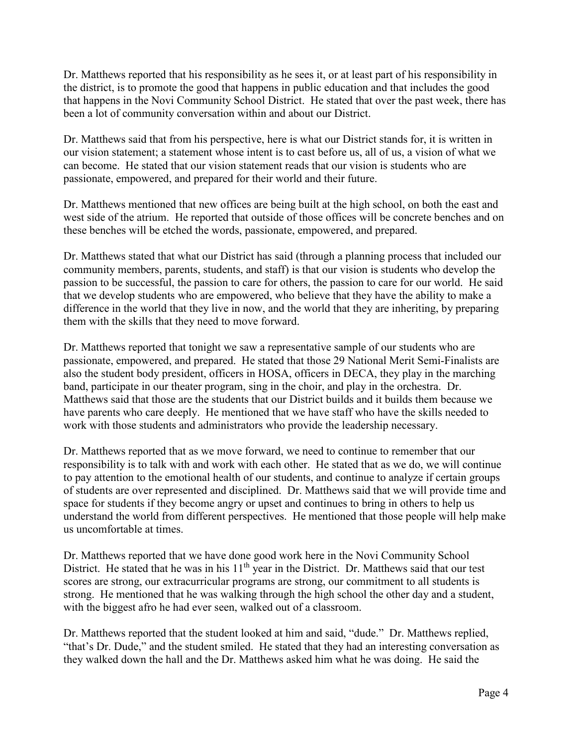Dr. Matthews reported that his responsibility as he sees it, or at least part of his responsibility in the district, is to promote the good that happens in public education and that includes the good that happens in the Novi Community School District. He stated that over the past week, there has been a lot of community conversation within and about our District.

Dr. Matthews said that from his perspective, here is what our District stands for, it is written in our vision statement; a statement whose intent is to cast before us, all of us, a vision of what we can become. He stated that our vision statement reads that our vision is students who are passionate, empowered, and prepared for their world and their future.

Dr. Matthews mentioned that new offices are being built at the high school, on both the east and west side of the atrium. He reported that outside of those offices will be concrete benches and on these benches will be etched the words, passionate, empowered, and prepared.

Dr. Matthews stated that what our District has said (through a planning process that included our community members, parents, students, and staff) is that our vision is students who develop the passion to be successful, the passion to care for others, the passion to care for our world. He said that we develop students who are empowered, who believe that they have the ability to make a difference in the world that they live in now, and the world that they are inheriting, by preparing them with the skills that they need to move forward.

Dr. Matthews reported that tonight we saw a representative sample of our students who are passionate, empowered, and prepared. He stated that those 29 National Merit Semi-Finalists are also the student body president, officers in HOSA, officers in DECA, they play in the marching band, participate in our theater program, sing in the choir, and play in the orchestra. Dr. Matthews said that those are the students that our District builds and it builds them because we have parents who care deeply. He mentioned that we have staff who have the skills needed to work with those students and administrators who provide the leadership necessary.

Dr. Matthews reported that as we move forward, we need to continue to remember that our responsibility is to talk with and work with each other. He stated that as we do, we will continue to pay attention to the emotional health of our students, and continue to analyze if certain groups of students are over represented and disciplined. Dr. Matthews said that we will provide time and space for students if they become angry or upset and continues to bring in others to help us understand the world from different perspectives. He mentioned that those people will help make us uncomfortable at times.

Dr. Matthews reported that we have done good work here in the Novi Community School District. He stated that he was in his 11th year in the District. Dr. Matthews said that our test scores are strong, our extracurricular programs are strong, our commitment to all students is strong. He mentioned that he was walking through the high school the other day and a student, with the biggest afro he had ever seen, walked out of a classroom.

Dr. Matthews reported that the student looked at him and said, "dude." Dr. Matthews replied, "that's Dr. Dude," and the student smiled. He stated that they had an interesting conversation as they walked down the hall and the Dr. Matthews asked him what he was doing. He said the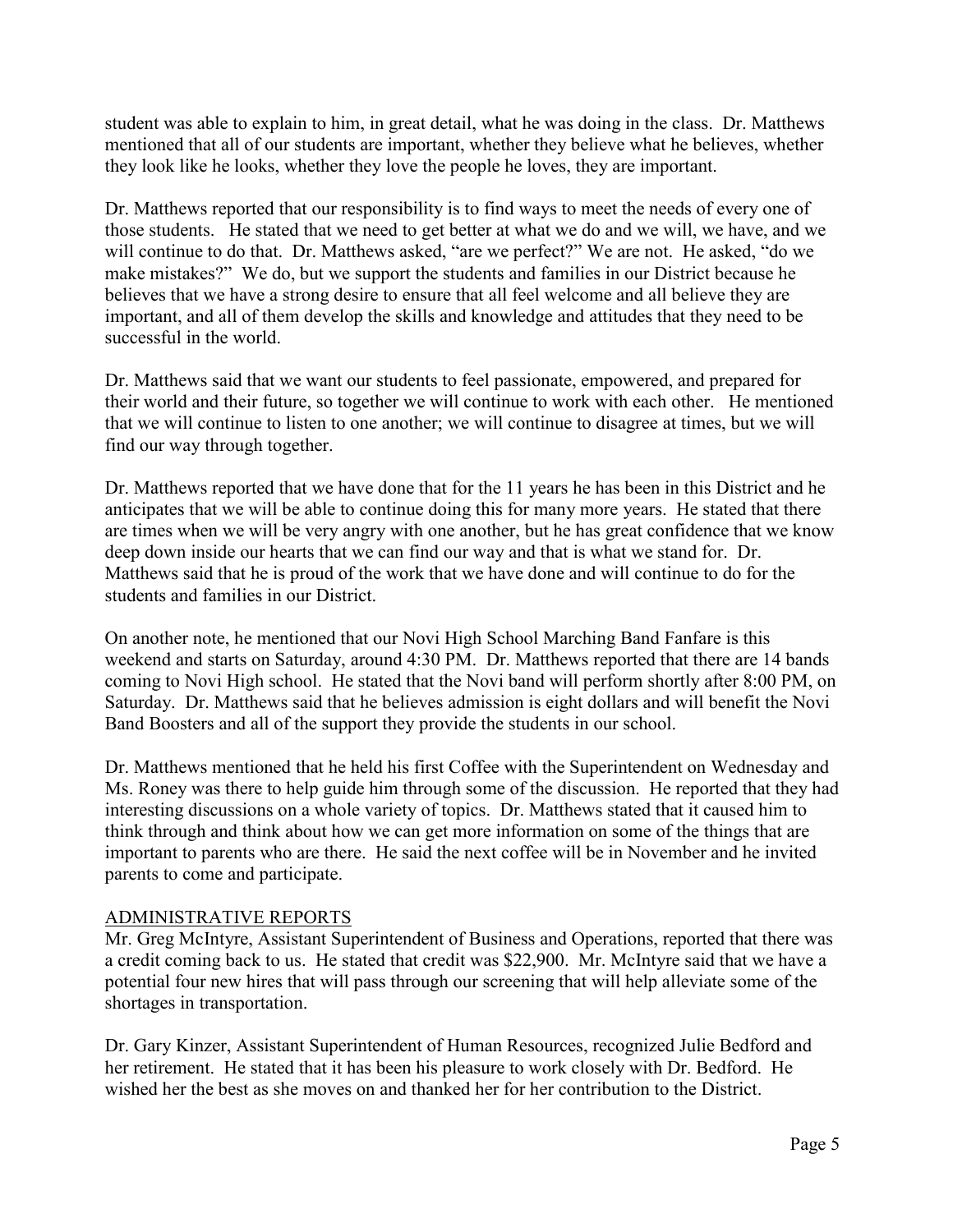student was able to explain to him, in great detail, what he was doing in the class. Dr. Matthews mentioned that all of our students are important, whether they believe what he believes, whether they look like he looks, whether they love the people he loves, they are important.

Dr. Matthews reported that our responsibility is to find ways to meet the needs of every one of those students. He stated that we need to get better at what we do and we will, we have, and we will continue to do that. Dr. Matthews asked, "are we perfect?" We are not. He asked, "do we make mistakes?" We do, but we support the students and families in our District because he believes that we have a strong desire to ensure that all feel welcome and all believe they are important, and all of them develop the skills and knowledge and attitudes that they need to be successful in the world.

Dr. Matthews said that we want our students to feel passionate, empowered, and prepared for their world and their future, so together we will continue to work with each other. He mentioned that we will continue to listen to one another; we will continue to disagree at times, but we will find our way through together.

Dr. Matthews reported that we have done that for the 11 years he has been in this District and he anticipates that we will be able to continue doing this for many more years. He stated that there are times when we will be very angry with one another, but he has great confidence that we know deep down inside our hearts that we can find our way and that is what we stand for. Dr. Matthews said that he is proud of the work that we have done and will continue to do for the students and families in our District.

On another note, he mentioned that our Novi High School Marching Band Fanfare is this weekend and starts on Saturday, around 4:30 PM. Dr. Matthews reported that there are 14 bands coming to Novi High school. He stated that the Novi band will perform shortly after 8:00 PM, on Saturday. Dr. Matthews said that he believes admission is eight dollars and will benefit the Novi Band Boosters and all of the support they provide the students in our school.

Dr. Matthews mentioned that he held his first Coffee with the Superintendent on Wednesday and Ms. Roney was there to help guide him through some of the discussion. He reported that they had interesting discussions on a whole variety of topics. Dr. Matthews stated that it caused him to think through and think about how we can get more information on some of the things that are important to parents who are there. He said the next coffee will be in November and he invited parents to come and participate.

ADMINISTRATIVE REPORTS

Mr. Greg McIntyre, Assistant Superintendent of Business and Operations, reported that there was a credit coming back to us. He stated that credit was $22,900. Mr. McIntyre said that we have a potential four new hires that will pass through our screening that will help alleviate some of the shortages in transportation.

Dr. Gary Kinzer, Assistant Superintendent of Human Resources, recognized Julie Bedford and her retirement. He stated that it has been his pleasure to work closely with Dr. Bedford. He wished her the best as she moves on and thanked her for her contribution to the District.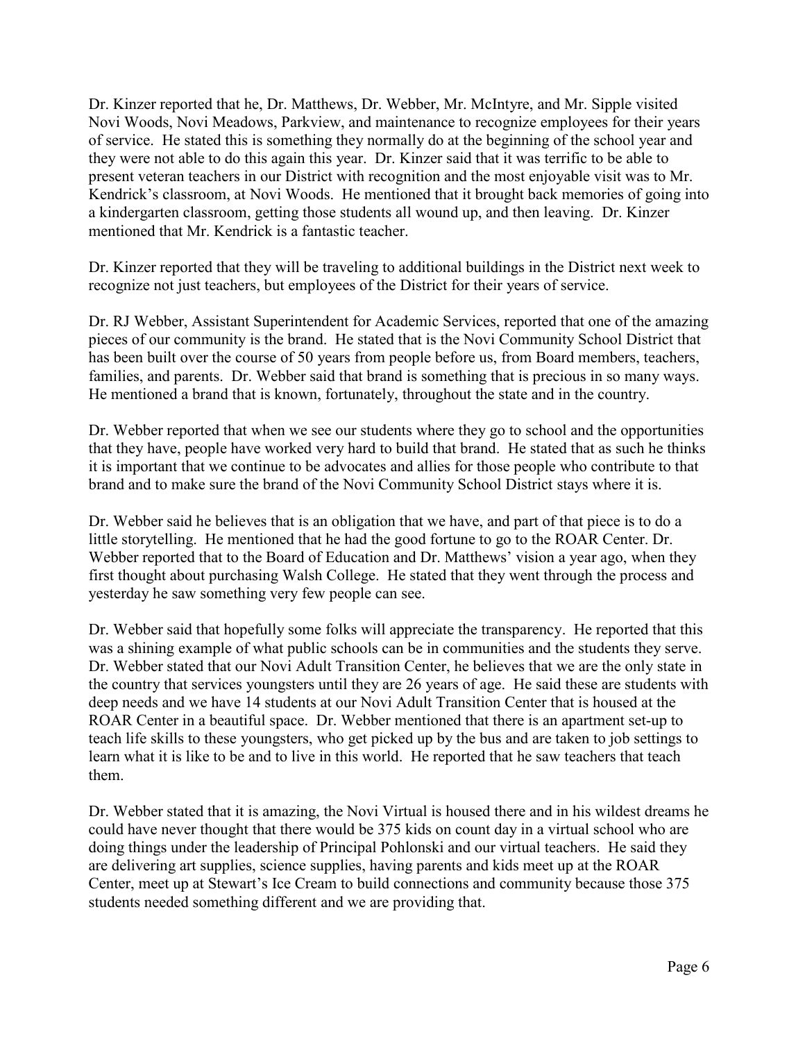Dr. Kinzer reported that he, Dr. Matthews, Dr. Webber, Mr. McIntyre, and Mr. Sipple visited Novi Woods, Novi Meadows, Parkview, and maintenance to recognize employees for their years of service. He stated this is something they normally do at the beginning of the school year and they were not able to do this again this year. Dr. Kinzer said that it was terrific to be able to present veteran teachers in our District with recognition and the most enjoyable visit was to Mr. Kendrick's classroom, at Novi Woods. He mentioned that it brought back memories of going into a kindergarten classroom, getting those students all wound up, and then leaving. Dr. Kinzer mentioned that Mr. Kendrick is a fantastic teacher.

Dr. Kinzer reported that they will be traveling to additional buildings in the District next week to recognize not just teachers, but employees of the District for their years of service.

Dr. RJ Webber, Assistant Superintendent for Academic Services, reported that one of the amazing pieces of our community is the brand. He stated that is the Novi Community School District that has been built over the course of 50 years from people before us, from Board members, teachers, families, and parents. Dr. Webber said that brand is something that is precious in so many ways. He mentioned a brand that is known, fortunately, throughout the state and in the country.

Dr. Webber reported that when we see our students where they go to school and the opportunities that they have, people have worked very hard to build that brand. He stated that as such he thinks it is important that we continue to be advocates and allies for those people who contribute to that brand and to make sure the brand of the Novi Community School District stays where it is.

Dr. Webber said he believes that is an obligation that we have, and part of that piece is to do a little storytelling. He mentioned that he had the good fortune to go to the ROAR Center. Dr. Webber reported that to the Board of Education and Dr. Matthews' vision a year ago, when they first thought about purchasing Walsh College. He stated that they went through the process and yesterday he saw something very few people can see.

Dr. Webber said that hopefully some folks will appreciate the transparency. He reported that this was a shining example of what public schools can be in communities and the students they serve. Dr. Webber stated that our Novi Adult Transition Center, he believes that we are the only state in the country that services youngsters until they are 26 years of age. He said these are students with deep needs and we have 14 students at our Novi Adult Transition Center that is housed at the ROAR Center in a beautiful space. Dr. Webber mentioned that there is an apartment set-up to teach life skills to these youngsters, who get picked up by the bus and are taken to job settings to learn what it is like to be and to live in this world. He reported that he saw teachers that teach them.

Dr. Webber stated that it is amazing, the Novi Virtual is housed there and in his wildest dreams he could have never thought that there would be 375 kids on count day in a virtual school who are doing things under the leadership of Principal Pohlonski and our virtual teachers. He said they are delivering art supplies, science supplies, having parents and kids meet up at the ROAR Center, meet up at Stewart's Ice Cream to build connections and community because those 375 students needed something different and we are providing that.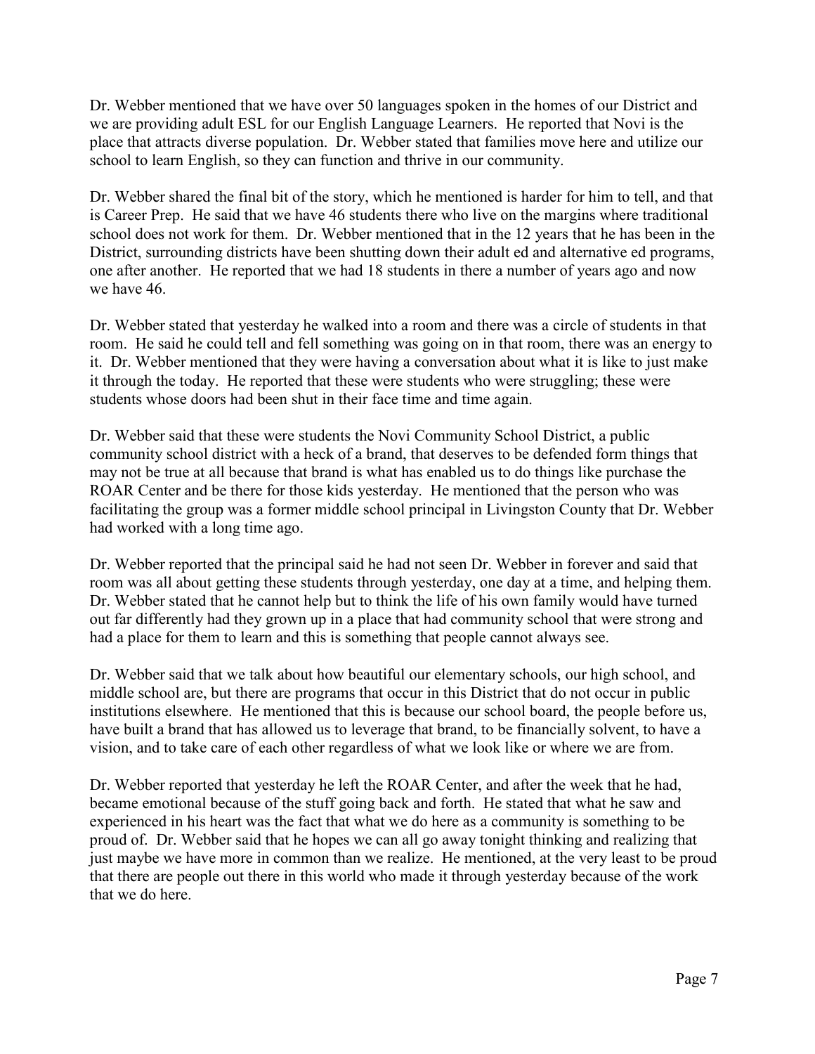Dr. Webber mentioned that we have over 50 languages spoken in the homes of our District and we are providing adult ESL for our English Language Learners. He reported that Novi is the place that attracts diverse population. Dr. Webber stated that families move here and utilize our school to learn English, so they can function and thrive in our community.

Dr. Webber shared the final bit of the story, which he mentioned is harder for him to tell, and that is Career Prep. He said that we have 46 students there who live on the margins where traditional school does not work for them. Dr. Webber mentioned that in the 12 years that he has been in the District, surrounding districts have been shutting down their adult ed and alternative ed programs, one after another. He reported that we had 18 students in there a number of years ago and now we have 46.

Dr. Webber stated that yesterday he walked into a room and there was a circle of students in that room. He said he could tell and fell something was going on in that room, there was an energy to it. Dr. Webber mentioned that they were having a conversation about what it is like to just make it through the today. He reported that these were students who were struggling; these were students whose doors had been shut in their face time and time again.

Dr. Webber said that these were students the Novi Community School District, a public community school district with a heck of a brand, that deserves to be defended form things that may not be true at all because that brand is what has enabled us to do things like purchase the ROAR Center and be there for those kids yesterday. He mentioned that the person who was facilitating the group was a former middle school principal in Livingston County that Dr. Webber had worked with a long time ago.

Dr. Webber reported that the principal said he had not seen Dr. Webber in forever and said that room was all about getting these students through yesterday, one day at a time, and helping them. Dr. Webber stated that he cannot help but to think the life of his own family would have turned out far differently had they grown up in a place that had community school that were strong and had a place for them to learn and this is something that people cannot always see.

Dr. Webber said that we talk about how beautiful our elementary schools, our high school, and middle school are, but there are programs that occur in this District that do not occur in public institutions elsewhere. He mentioned that this is because our school board, the people before us, have built a brand that has allowed us to leverage that brand, to be financially solvent, to have a vision, and to take care of each other regardless of what we look like or where we are from.

Dr. Webber reported that yesterday he left the ROAR Center, and after the week that he had, became emotional because of the stuff going back and forth. He stated that what he saw and experienced in his heart was the fact that what we do here as a community is something to be proud of. Dr. Webber said that he hopes we can all go away tonight thinking and realizing that just maybe we have more in common than we realize. He mentioned, at the very least to be proud that there are people out there in this world who made it through yesterday because of the work that we do here.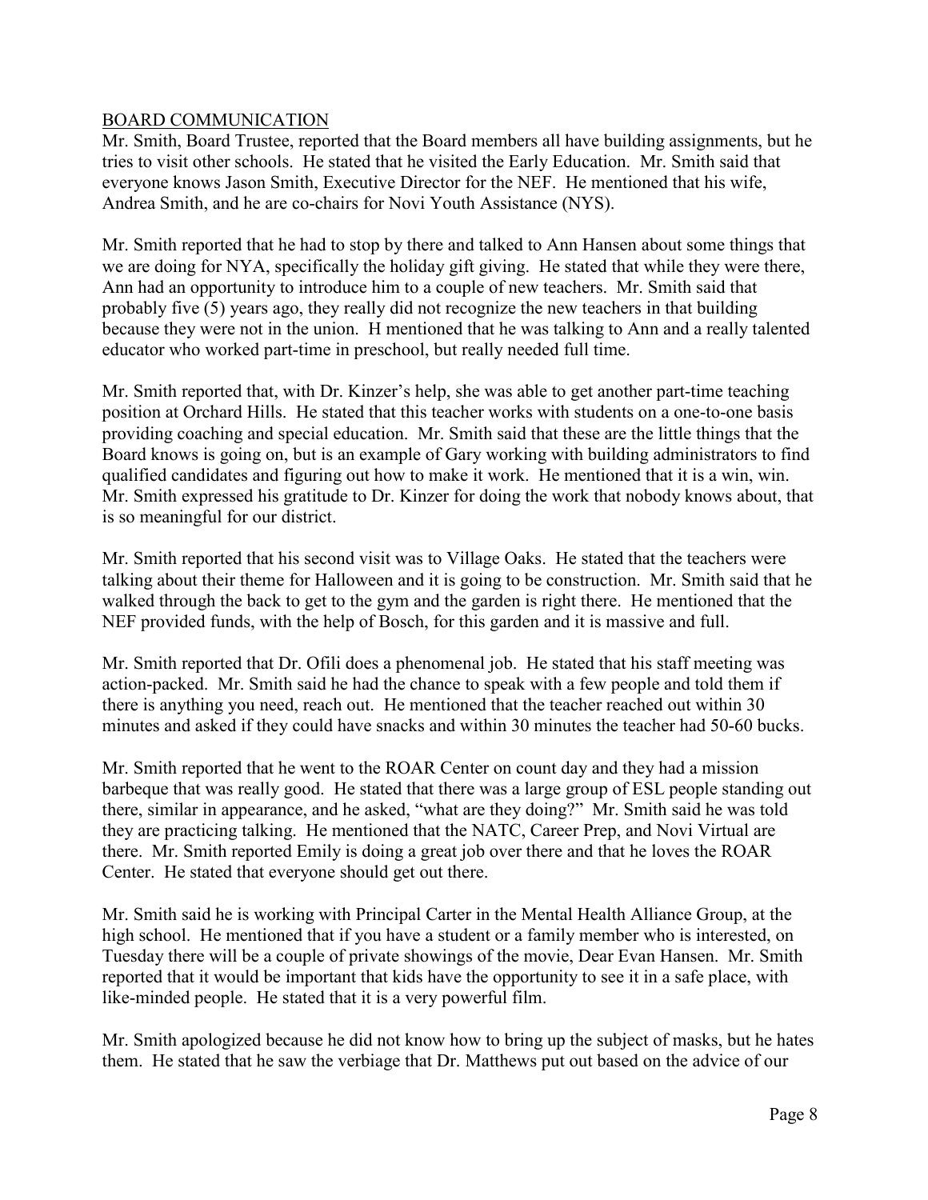BOARD COMMUNICATION

Mr. Smith, Board Trustee, reported that the Board members all have building assignments, but he tries to visit other schools. He stated that he visited the Early Education. Mr. Smith said that everyone knows Jason Smith, Executive Director for the NEF. He mentioned that his wife, Andrea Smith, and he are co-chairs for Novi Youth Assistance (NYS).

Mr. Smith reported that he had to stop by there and talked to Ann Hansen about some things that we are doing for NYA, specifically the holiday gift giving. He stated that while they were there, Ann had an opportunity to introduce him to a couple of new teachers. Mr. Smith said that probably five (5) years ago, they really did not recognize the new teachers in that building because they were not in the union. H mentioned that he was talking to Ann and a really talented educator who worked part-time in preschool, but really needed full time.

Mr. Smith reported that, with Dr. Kinzer's help, she was able to get another part-time teaching position at Orchard Hills. He stated that this teacher works with students on a one-to-one basis providing coaching and special education. Mr. Smith said that these are the little things that the Board knows is going on, but is an example of Gary working with building administrators to find qualified candidates and figuring out how to make it work. He mentioned that it is a win, win. Mr. Smith expressed his gratitude to Dr. Kinzer for doing the work that nobody knows about, that is so meaningful for our district.

Mr. Smith reported that his second visit was to Village Oaks. He stated that the teachers were talking about their theme for Halloween and it is going to be construction. Mr. Smith said that he walked through the back to get to the gym and the garden is right there. He mentioned that the NEF provided funds, with the help of Bosch, for this garden and it is massive and full.

Mr. Smith reported that Dr. Ofili does a phenomenal job. He stated that his staff meeting was action-packed. Mr. Smith said he had the chance to speak with a few people and told them if there is anything you need, reach out. He mentioned that the teacher reached out within 30 minutes and asked if they could have snacks and within 30 minutes the teacher had 50-60 bucks.

Mr. Smith reported that he went to the ROAR Center on count day and they had a mission barbeque that was really good. He stated that there was a large group of ESL people standing out there, similar in appearance, and he asked, "what are they doing?" Mr. Smith said he was told they are practicing talking. He mentioned that the NATC, Career Prep, and Novi Virtual are there. Mr. Smith reported Emily is doing a great job over there and that he loves the ROAR Center. He stated that everyone should get out there.

Mr. Smith said he is working with Principal Carter in the Mental Health Alliance Group, at the high school. He mentioned that if you have a student or a family member who is interested, on Tuesday there will be a couple of private showings of the movie, Dear Evan Hansen. Mr. Smith reported that it would be important that kids have the opportunity to see it in a safe place, with like-minded people. He stated that it is a very powerful film.

Mr. Smith apologized because he did not know how to bring up the subject of masks, but he hates them. He stated that he saw the verbiage that Dr. Matthews put out based on the advice of our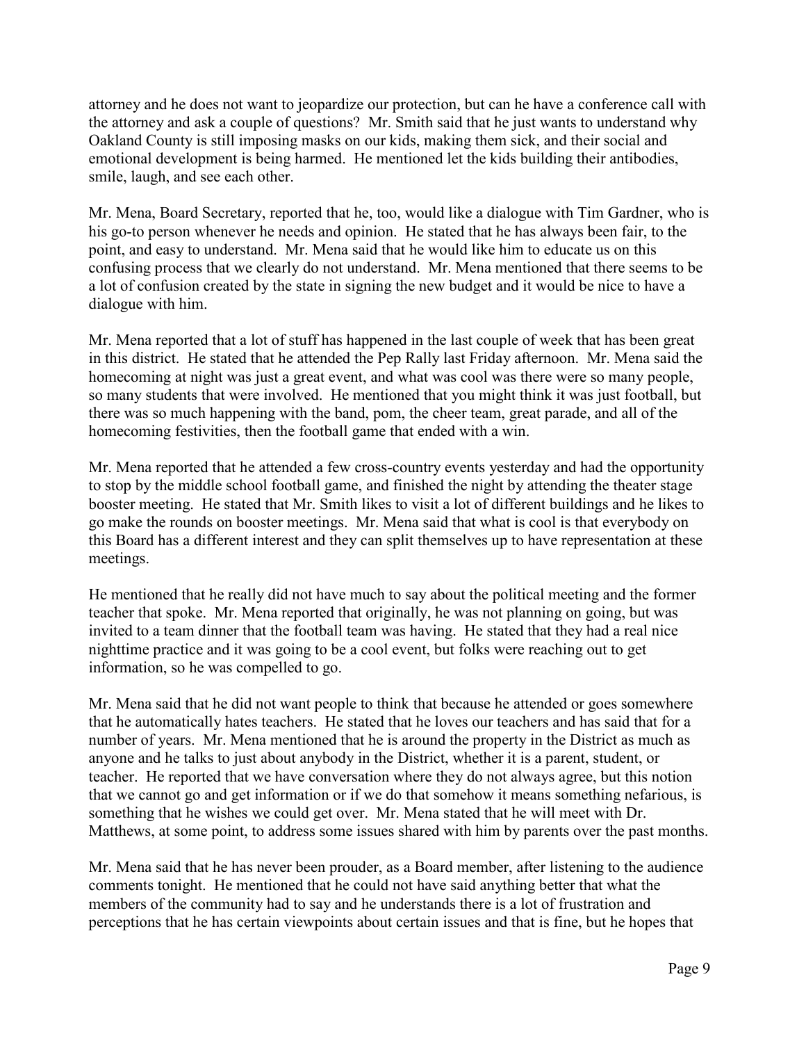attorney and he does not want to jeopardize our protection, but can he have a conference call with the attorney and ask a couple of questions? Mr. Smith said that he just wants to understand why Oakland County is still imposing masks on our kids, making them sick, and their social and emotional development is being harmed. He mentioned let the kids building their antibodies, smile, laugh, and see each other.

Mr. Mena, Board Secretary, reported that he, too, would like a dialogue with Tim Gardner, who is his go-to person whenever he needs and opinion. He stated that he has always been fair, to the point, and easy to understand. Mr. Mena said that he would like him to educate us on this confusing process that we clearly do not understand. Mr. Mena mentioned that there seems to be a lot of confusion created by the state in signing the new budget and it would be nice to have a dialogue with him.

Mr. Mena reported that a lot of stuff has happened in the last couple of week that has been great in this district. He stated that he attended the Pep Rally last Friday afternoon. Mr. Mena said the homecoming at night was just a great event, and what was cool was there were so many people, so many students that were involved. He mentioned that you might think it was just football, but there was so much happening with the band, pom, the cheer team, great parade, and all of the homecoming festivities, then the football game that ended with a win.

Mr. Mena reported that he attended a few cross-country events yesterday and had the opportunity to stop by the middle school football game, and finished the night by attending the theater stage booster meeting. He stated that Mr. Smith likes to visit a lot of different buildings and he likes to go make the rounds on booster meetings. Mr. Mena said that what is cool is that everybody on this Board has a different interest and they can split themselves up to have representation at these meetings.

He mentioned that he really did not have much to say about the political meeting and the former teacher that spoke. Mr. Mena reported that originally, he was not planning on going, but was invited to a team dinner that the football team was having. He stated that they had a real nice nighttime practice and it was going to be a cool event, but folks were reaching out to get information, so he was compelled to go.

Mr. Mena said that he did not want people to think that because he attended or goes somewhere that he automatically hates teachers. He stated that he loves our teachers and has said that for a number of years. Mr. Mena mentioned that he is around the property in the District as much as anyone and he talks to just about anybody in the District, whether it is a parent, student, or teacher. He reported that we have conversation where they do not always agree, but this notion that we cannot go and get information or if we do that somehow it means something nefarious, is something that he wishes we could get over. Mr. Mena stated that he will meet with Dr. Matthews, at some point, to address some issues shared with him by parents over the past months.

Mr. Mena said that he has never been prouder, as a Board member, after listening to the audience comments tonight. He mentioned that he could not have said anything better that what the members of the community had to say and he understands there is a lot of frustration and perceptions that he has certain viewpoints about certain issues and that is fine, but he hopes that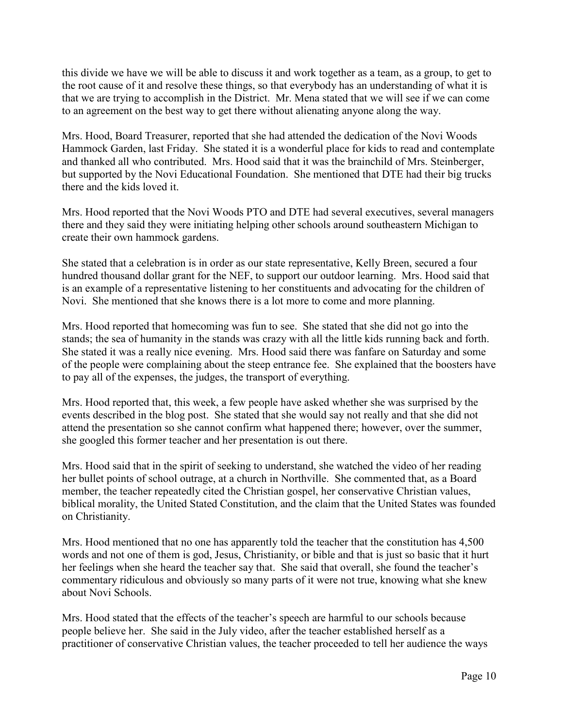this divide we have we will be able to discuss it and work together as a team, as a group, to get to the root cause of it and resolve these things, so that everybody has an understanding of what it is that we are trying to accomplish in the District. Mr. Mena stated that we will see if we can come to an agreement on the best way to get there without alienating anyone along the way.

Mrs. Hood, Board Treasurer, reported that she had attended the dedication of the Novi Woods Hammock Garden, last Friday. She stated it is a wonderful place for kids to read and contemplate and thanked all who contributed. Mrs. Hood said that it was the brainchild of Mrs. Steinberger, but supported by the Novi Educational Foundation. She mentioned that DTE had their big trucks there and the kids loved it.

Mrs. Hood reported that the Novi Woods PTO and DTE had several executives, several managers there and they said they were initiating helping other schools around southeastern Michigan to create their own hammock gardens.

She stated that a celebration is in order as our state representative, Kelly Breen, secured a four hundred thousand dollar grant for the NEF, to support our outdoor learning. Mrs. Hood said that is an example of a representative listening to her constituents and advocating for the children of Novi. She mentioned that she knows there is a lot more to come and more planning.

Mrs. Hood reported that homecoming was fun to see. She stated that she did not go into the stands; the sea of humanity in the stands was crazy with all the little kids running back and forth. She stated it was a really nice evening. Mrs. Hood said there was fanfare on Saturday and some of the people were complaining about the steep entrance fee. She explained that the boosters have to pay all of the expenses, the judges, the transport of everything.

Mrs. Hood reported that, this week, a few people have asked whether she was surprised by the events described in the blog post. She stated that she would say not really and that she did not attend the presentation so she cannot confirm what happened there; however, over the summer, she googled this former teacher and her presentation is out there.

Mrs. Hood said that in the spirit of seeking to understand, she watched the video of her reading her bullet points of school outrage, at a church in Northville. She commented that, as a Board member, the teacher repeatedly cited the Christian gospel, her conservative Christian values, biblical morality, the United Stated Constitution, and the claim that the United States was founded on Christianity.

Mrs. Hood mentioned that no one has apparently told the teacher that the constitution has 4,500 words and not one of them is god, Jesus, Christianity, or bible and that is just so basic that it hurt her feelings when she heard the teacher say that. She said that overall, she found the teacher's commentary ridiculous and obviously so many parts of it were not true, knowing what she knew about Novi Schools.

Mrs. Hood stated that the effects of the teacher's speech are harmful to our schools because people believe her. She said in the July video, after the teacher established herself as a practitioner of conservative Christian values, the teacher proceeded to tell her audience the ways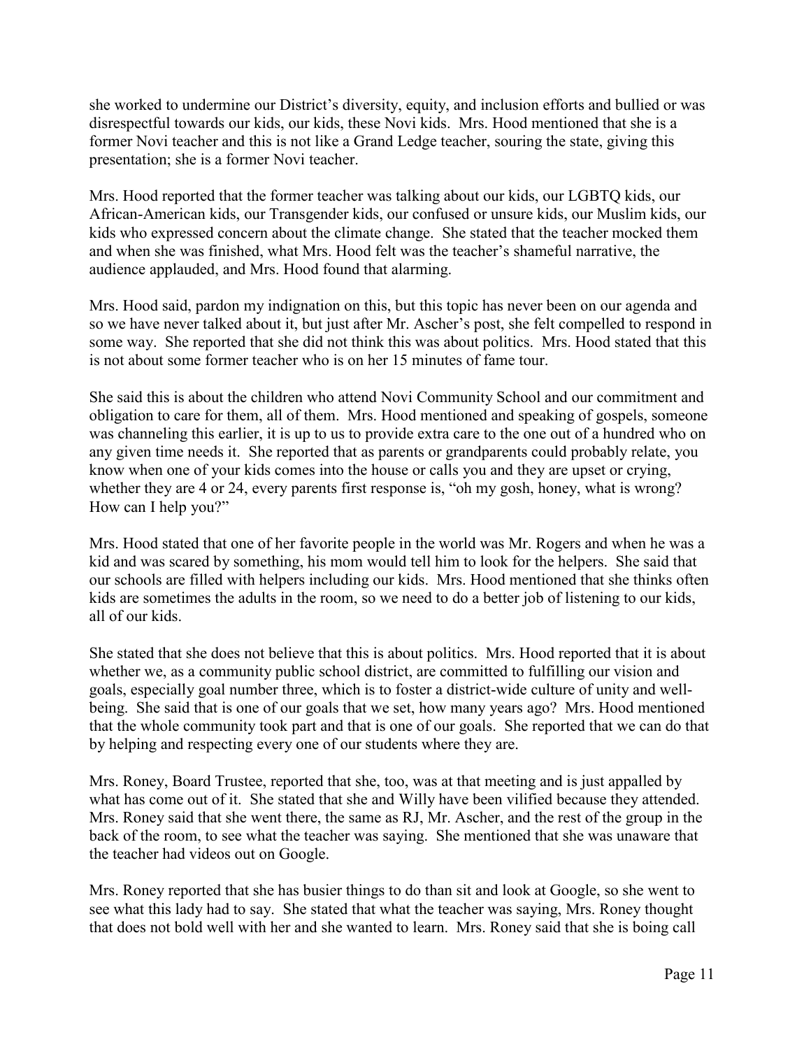she worked to undermine our District's diversity, equity, and inclusion efforts and bullied or was disrespectful towards our kids, our kids, these Novi kids. Mrs. Hood mentioned that she is a former Novi teacher and this is not like a Grand Ledge teacher, souring the state, giving this presentation; she is a former Novi teacher.

Mrs. Hood reported that the former teacher was talking about our kids, our LGBTQ kids, our African-American kids, our Transgender kids, our confused or unsure kids, our Muslim kids, our kids who expressed concern about the climate change. She stated that the teacher mocked them and when she was finished, what Mrs. Hood felt was the teacher's shameful narrative, the audience applauded, and Mrs. Hood found that alarming.

Mrs. Hood said, pardon my indignation on this, but this topic has never been on our agenda and so we have never talked about it, but just after Mr. Ascher's post, she felt compelled to respond in some way. She reported that she did not think this was about politics. Mrs. Hood stated that this is not about some former teacher who is on her 15 minutes of fame tour.

She said this is about the children who attend Novi Community School and our commitment and obligation to care for them, all of them. Mrs. Hood mentioned and speaking of gospels, someone was channeling this earlier, it is up to us to provide extra care to the one out of a hundred who on any given time needs it. She reported that as parents or grandparents could probably relate, you know when one of your kids comes into the house or calls you and they are upset or crying, whether they are 4 or 24, every parents first response is, "oh my gosh, honey, what is wrong? How can I help you?"

Mrs. Hood stated that one of her favorite people in the world was Mr. Rogers and when he was a kid and was scared by something, his mom would tell him to look for the helpers. She said that our schools are filled with helpers including our kids. Mrs. Hood mentioned that she thinks often kids are sometimes the adults in the room, so we need to do a better job of listening to our kids, all of our kids.

She stated that she does not believe that this is about politics. Mrs. Hood reported that it is about whether we, as a community public school district, are committed to fulfilling our vision and goals, especially goal number three, which is to foster a district-wide culture of unity and well-being. She said that is one of our goals that we set, how many years ago? Mrs. Hood mentioned that the whole community took part and that is one of our goals. She reported that we can do that by helping and respecting every one of our students where they are.

Mrs. Roney, Board Trustee, reported that she, too, was at that meeting and is just appalled by what has come out of it. She stated that she and Willy have been vilified because they attended. Mrs. Roney said that she went there, the same as RJ, Mr. Ascher, and the rest of the group in the back of the room, to see what the teacher was saying. She mentioned that she was unaware that the teacher had videos out on Google.

Mrs. Roney reported that she has busier things to do than sit and look at Google, so she went to see what this lady had to say. She stated that what the teacher was saying, Mrs. Roney thought that does not bold well with her and she wanted to learn. Mrs. Roney said that she is boing call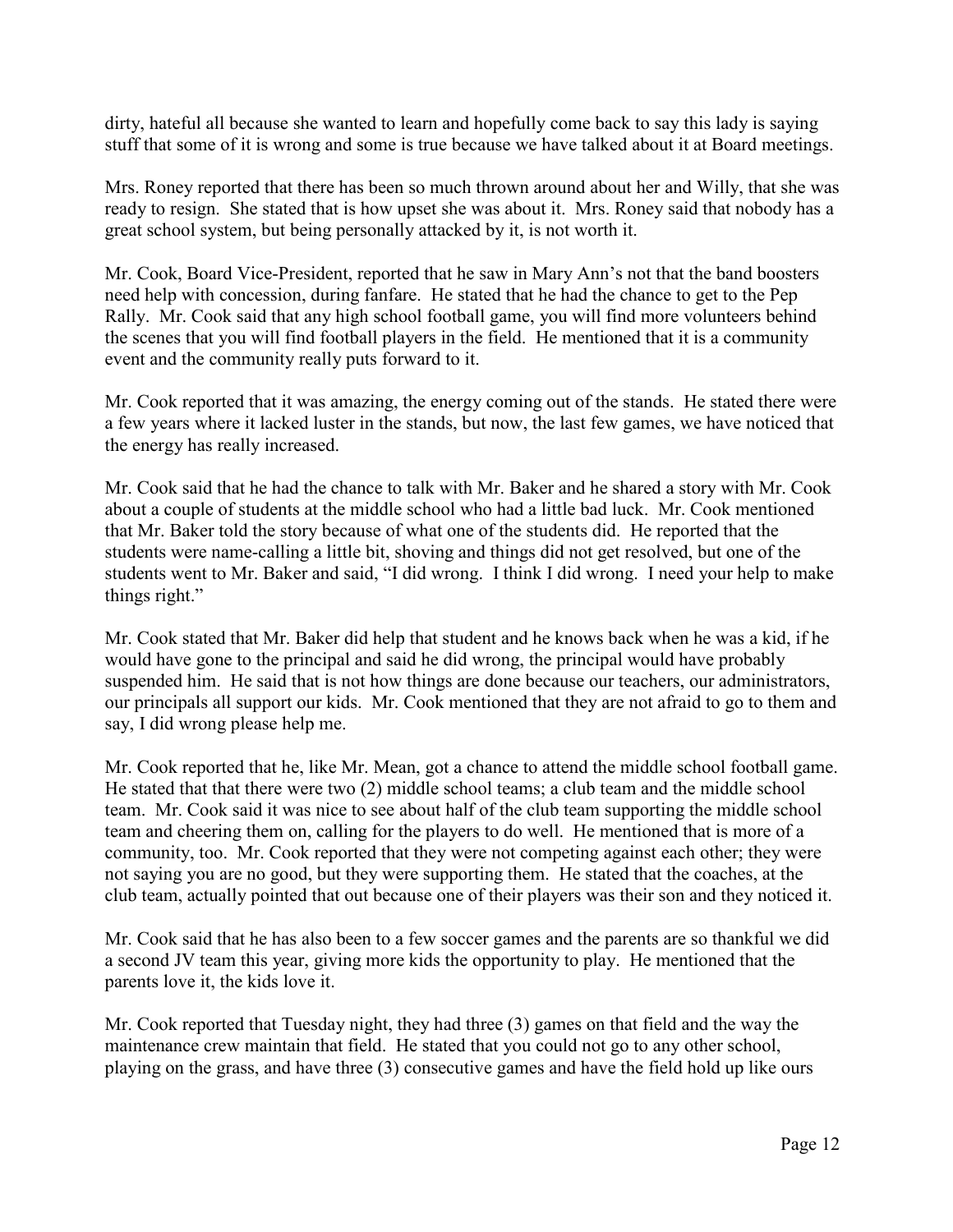dirty, hateful all because she wanted to learn and hopefully come back to say this lady is saying stuff that some of it is wrong and some is true because we have talked about it at Board meetings.

Mrs. Roney reported that there has been so much thrown around about her and Willy, that she was ready to resign. She stated that is how upset she was about it. Mrs. Roney said that nobody has a great school system, but being personally attacked by it, is not worth it.

Mr. Cook, Board Vice-President, reported that he saw in Mary Ann's not that the band boosters need help with concession, during fanfare. He stated that he had the chance to get to the Pep Rally. Mr. Cook said that any high school football game, you will find more volunteers behind the scenes that you will find football players in the field. He mentioned that it is a community event and the community really puts forward to it.

Mr. Cook reported that it was amazing, the energy coming out of the stands. He stated there were a few years where it lacked luster in the stands, but now, the last few games, we have noticed that the energy has really increased.

Mr. Cook said that he had the chance to talk with Mr. Baker and he shared a story with Mr. Cook about a couple of students at the middle school who had a little bad luck. Mr. Cook mentioned that Mr. Baker told the story because of what one of the students did. He reported that the students were name-calling a little bit, shoving and things did not get resolved, but one of the students went to Mr. Baker and said, "I did wrong. I think I did wrong. I need your help to make things right."

Mr. Cook stated that Mr. Baker did help that student and he knows back when he was a kid, if he would have gone to the principal and said he did wrong, the principal would have probably suspended him. He said that is not how things are done because our teachers, our administrators, our principals all support our kids. Mr. Cook mentioned that they are not afraid to go to them and say, I did wrong please help me.

Mr. Cook reported that he, like Mr. Mean, got a chance to attend the middle school football game. He stated that that there were two (2) middle school teams; a club team and the middle school team. Mr. Cook said it was nice to see about half of the club team supporting the middle school team and cheering them on, calling for the players to do well. He mentioned that is more of a community, too. Mr. Cook reported that they were not competing against each other; they were not saying you are no good, but they were supporting them. He stated that the coaches, at the club team, actually pointed that out because one of their players was their son and they noticed it.

Mr. Cook said that he has also been to a few soccer games and the parents are so thankful we did a second JV team this year, giving more kids the opportunity to play. He mentioned that the parents love it, the kids love it.

Mr. Cook reported that Tuesday night, they had three (3) games on that field and the way the maintenance crew maintain that field. He stated that you could not go to any other school, playing on the grass, and have three (3) consecutive games and have the field hold up like ours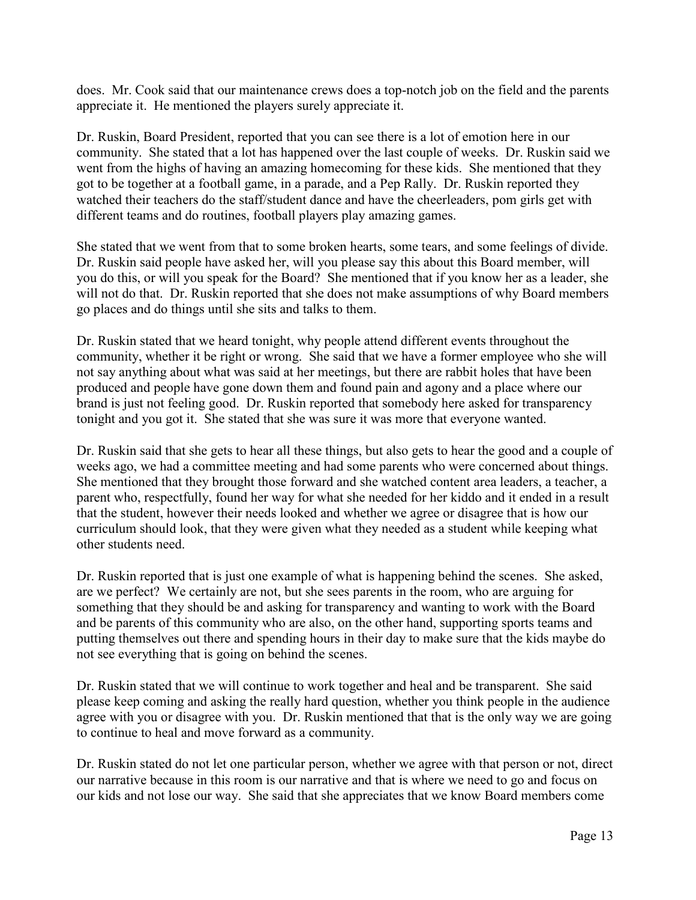does. Mr. Cook said that our maintenance crews does a top-notch job on the field and the parents appreciate it. He mentioned the players surely appreciate it.

Dr. Ruskin, Board President, reported that you can see there is a lot of emotion here in our community. She stated that a lot has happened over the last couple of weeks. Dr. Ruskin said we went from the highs of having an amazing homecoming for these kids. She mentioned that they got to be together at a football game, in a parade, and a Pep Rally. Dr. Ruskin reported they watched their teachers do the staff/student dance and have the cheerleaders, pom girls get with different teams and do routines, football players play amazing games.

She stated that we went from that to some broken hearts, some tears, and some feelings of divide. Dr. Ruskin said people have asked her, will you please say this about this Board member, will you do this, or will you speak for the Board? She mentioned that if you know her as a leader, she will not do that. Dr. Ruskin reported that she does not make assumptions of why Board members go places and do things until she sits and talks to them.

Dr. Ruskin stated that we heard tonight, why people attend different events throughout the community, whether it be right or wrong. She said that we have a former employee who she will not say anything about what was said at her meetings, but there are rabbit holes that have been produced and people have gone down them and found pain and agony and a place where our brand is just not feeling good. Dr. Ruskin reported that somebody here asked for transparency tonight and you got it. She stated that she was sure it was more that everyone wanted.

Dr. Ruskin said that she gets to hear all these things, but also gets to hear the good and a couple of weeks ago, we had a committee meeting and had some parents who were concerned about things. She mentioned that they brought those forward and she watched content area leaders, a teacher, a parent who, respectfully, found her way for what she needed for her kiddo and it ended in a result that the student, however their needs looked and whether we agree or disagree that is how our curriculum should look, that they were given what they needed as a student while keeping what other students need.

Dr. Ruskin reported that is just one example of what is happening behind the scenes. She asked, are we perfect? We certainly are not, but she sees parents in the room, who are arguing for something that they should be and asking for transparency and wanting to work with the Board and be parents of this community who are also, on the other hand, supporting sports teams and putting themselves out there and spending hours in their day to make sure that the kids maybe do not see everything that is going on behind the scenes.

Dr. Ruskin stated that we will continue to work together and heal and be transparent. She said please keep coming and asking the really hard question, whether you think people in the audience agree with you or disagree with you. Dr. Ruskin mentioned that that is the only way we are going to continue to heal and move forward as a community.

Dr. Ruskin stated do not let one particular person, whether we agree with that person or not, direct our narrative because in this room is our narrative and that is where we need to go and focus on our kids and not lose our way. She said that she appreciates that we know Board members come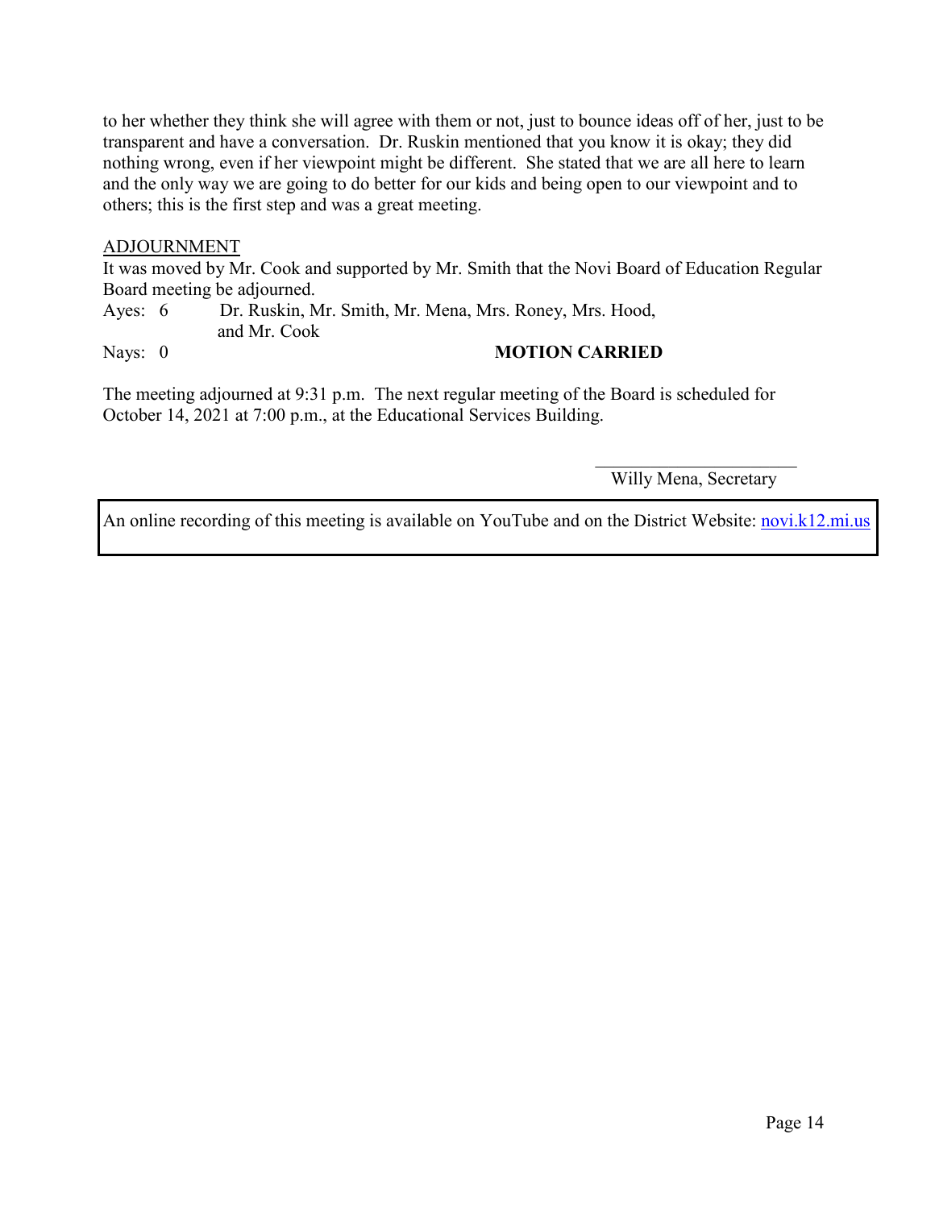to her whether they think she will agree with them or not, just to bounce ideas off of her, just to be transparent and have a conversation. Dr. Ruskin mentioned that you know it is okay; they did nothing wrong, even if her viewpoint might be different. She stated that we are all here to learn and the only way we are going to do better for our kids and being open to our viewpoint and to others; this is the first step and was a great meeting.

ADJOURNMENT

It was moved by Mr. Cook and supported by Mr. Smith that the Novi Board of Education Regular Board meeting be adjourned.

Ayes: 6 Dr. Ruskin, Mr. Smith, Mr. Mena, Mrs. Roney, Mrs. Hood, and Mr. Cook

Nays: 0 **MOTION CARRIED**

The meeting adjourned at 9:31 p.m. The next regular meeting of the Board is scheduled for October 14, 2021 at 7:00 p.m., at the Educational Services Building.

\_\_\_\_\_\_\_\_\_\_\_\_\_\_\_\_\_\_\_\_\_\_\_\_

Willy Mena, Secretary

An online recording of this meeting is available on YouTube and on the District Website: novi.k12.mi.us